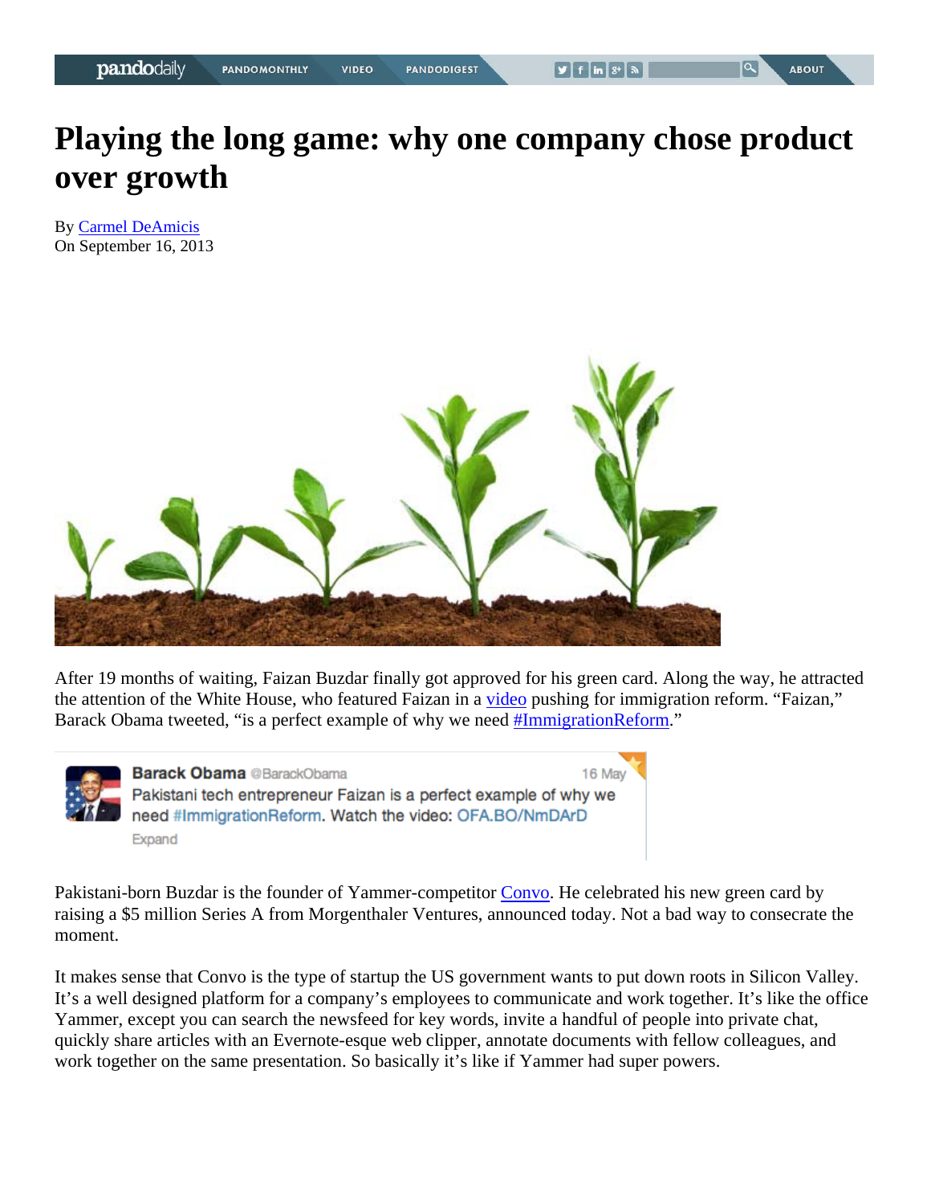# Playing the long game: why one company chose product over growth

By Carmel DeAmicis
On September 16, 2013

After 19 months of waiting, Faizan Buzdar finally got approved for his green card. Along the way, he attracted the attention of the White House, who featured Faizan in a video pushing for immigration reform. "Faizan," Barack Obama tweeted, "is a perfect example of why we need #ImmigrationReform."

> **Barack Obama** @BarackObama — 16 May
> Pakistani tech entrepreneur Faizan is a perfect example of why we need #ImmigrationReform. Watch the video: OFA.BO/NmDArD
> Expand

Pakistani-born Buzdar is the founder of Yammer-competitor Convo. He celebrated his new green card by raising a $5 million Series A from Morgenthaler Ventures, announced today. Not a bad way to consecrate the moment.

It makes sense that Convo is the type of startup the US government wants to put down roots in Silicon Valley. It's a well designed platform for a company's employees to communicate and work together. It's like the office Yammer, except you can search the newsfeed for key words, invite a handful of people into private chat, quickly share articles with an Evernote-esque web clipper, annotate documents with fellow colleagues, and work together on the same presentation. So basically it's like if Yammer had super powers.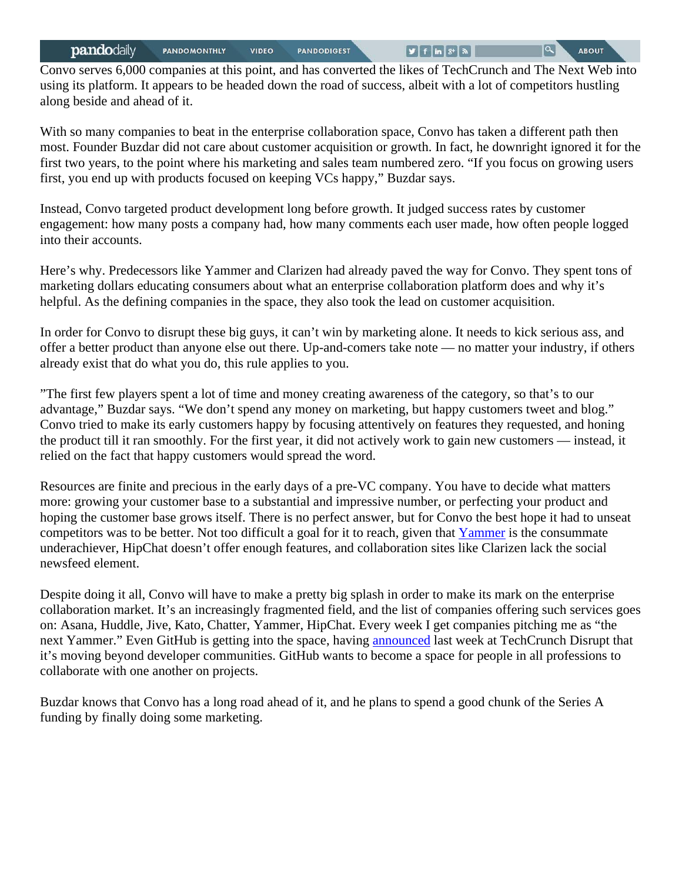Convo serves 6,000 companies at this point, and has converted the likes of TechCrunch and The Next Web into using its platform. It appears to be headed down the road of success, albeit with a lot of competitors hustling along beside and ahead of it.

With so many companies to beat in the enterprise collaboration space, Convo has taken a different path then most. Founder Buzdar did not care about customer acquisition or growth. In fact, he downright ignored it for the first two years, to the point where his marketing and sales team numbered zero. "If you focus on growing users first, you end up with products focused on keeping VCs happy," Buzdar says.

Instead, Convo targeted product development long before growth. It judged success rates by customer engagement: how many posts a company had, how many comments each user made, how often people logged into their accounts.

Here's why. Predecessors like Yammer and Clarizen had already paved the way for Convo. They spent tons of marketing dollars educating consumers about what an enterprise collaboration platform does and why it's helpful. As the defining companies in the space, they also took the lead on customer acquisition.

In order for Convo to disrupt these big guys, it can't win by marketing alone. It needs to kick serious ass, and offer a better product than anyone else out there. Up-and-comers take note — no matter your industry, if others already exist that do what you do, this rule applies to you.

"The first few players spent a lot of time and money creating awareness of the category, so that's to our advantage," Buzdar says. "We don't spend any money on marketing, but happy customers tweet and blog." Convo tried to make its early customers happy by focusing attentively on features they requested, and honing the product till it ran smoothly. For the first year, it did not actively work to gain new customers — instead, it relied on the fact that happy customers would spread the word.

Resources are finite and precious in the early days of a pre-VC company. You have to decide what matters more: growing your customer base to a substantial and impressive number, or perfecting your product and hoping the customer base grows itself. There is no perfect answer, but for Convo the best hope it had to unseat competitors was to be better. Not too difficult a goal for it to reach, given that Yammer is the consummate underachiever, HipChat doesn't offer enough features, and collaboration sites like Clarizen lack the social newsfeed element.

Despite doing it all, Convo will have to make a pretty big splash in order to make its mark on the enterprise collaboration market. It's an increasingly fragmented field, and the list of companies offering such services goes on: Asana, Huddle, Jive, Kato, Chatter, Yammer, HipChat. Every week I get companies pitching me as "the next Yammer." Even GitHub is getting into the space, having announced last week at TechCrunch Disrupt that it's moving beyond developer communities. GitHub wants to become a space for people in all professions to collaborate with one another on projects.

Buzdar knows that Convo has a long road ahead of it, and he plans to spend a good chunk of the Series A funding by finally doing some marketing.